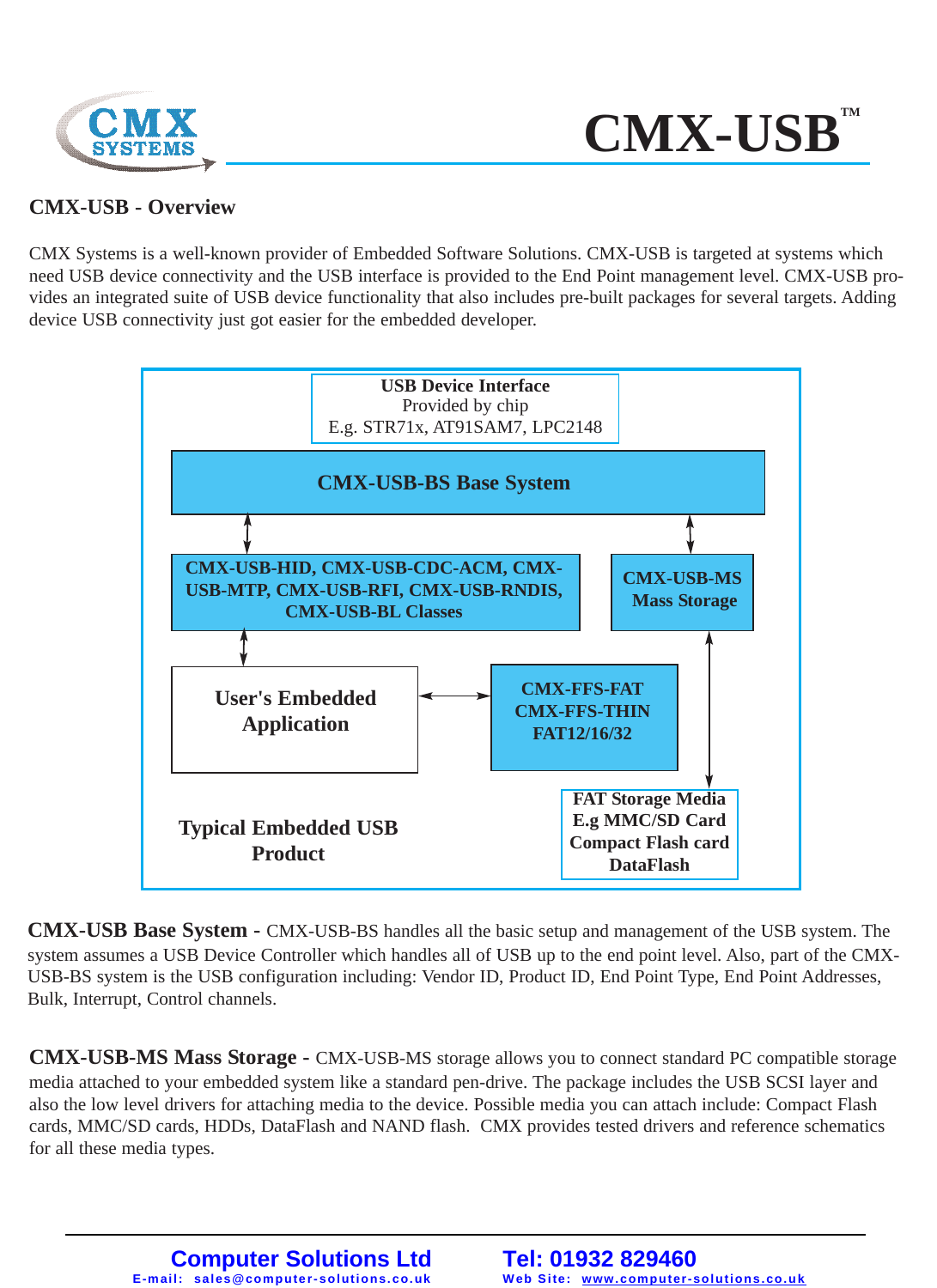# CMX-USB™

## CMX-USB - Overview

CMX Systems is a well-known provider of Embedded Software Solutions. CMX-USB is targeted at systems which need USB device connectivity and the USB interface is provided to the End Point management level. CMX-USB provides an integrated suite of USB device functionality that also includes pre-built packages for several targets. Adding device USB connectivity just got easier for the embedded developer.

**USB Device Interface**
Provided by chip
E.g. STR71x, AT91SAM7, LPC2148

**CMX-USB-BS Base System**

**CMX-USB-HID, CMX-USB-CDC-ACM, CMX-USB-MTP, CMX-USB-RFI, CMX-USB-RNDIS, CMX-USB-BL Classes**

**CMX-USB-MS Mass Storage**

**User's Embedded Application**

**CMX-FFS-FAT**
**CMX-FFS-THIN**
**FAT12/16/32**

**FAT Storage Media**
**E.g MMC/SD Card**
**Compact Flash card**
**DataFlash**

**Typical Embedded USB Product**

**CMX-USB Base System -** CMX-USB-BS handles all the basic setup and management of the USB system. The system assumes a USB Device Controller which handles all of USB up to the end point level. Also, part of the CMX-USB-BS system is the USB configuration including: Vendor ID, Product ID, End Point Type, End Point Addresses, Bulk, Interrupt, Control channels.

**CMX-USB-MS Mass Storage -** CMX-USB-MS storage allows you to connect standard PC compatible storage media attached to your embedded system like a standard pen-drive. The package includes the USB SCSI layer and also the low level drivers for attaching media to the device. Possible media you can attach include: Compact Flash cards, MMC/SD cards, HDDs, DataFlash and NAND flash. CMX provides tested drivers and reference schematics for all these media types.

**Computer Solutions Ltd** | **Tel: 01932 829460**
E-mail: sales@computer-solutions.co.uk | Web Site: www.computer-solutions.co.uk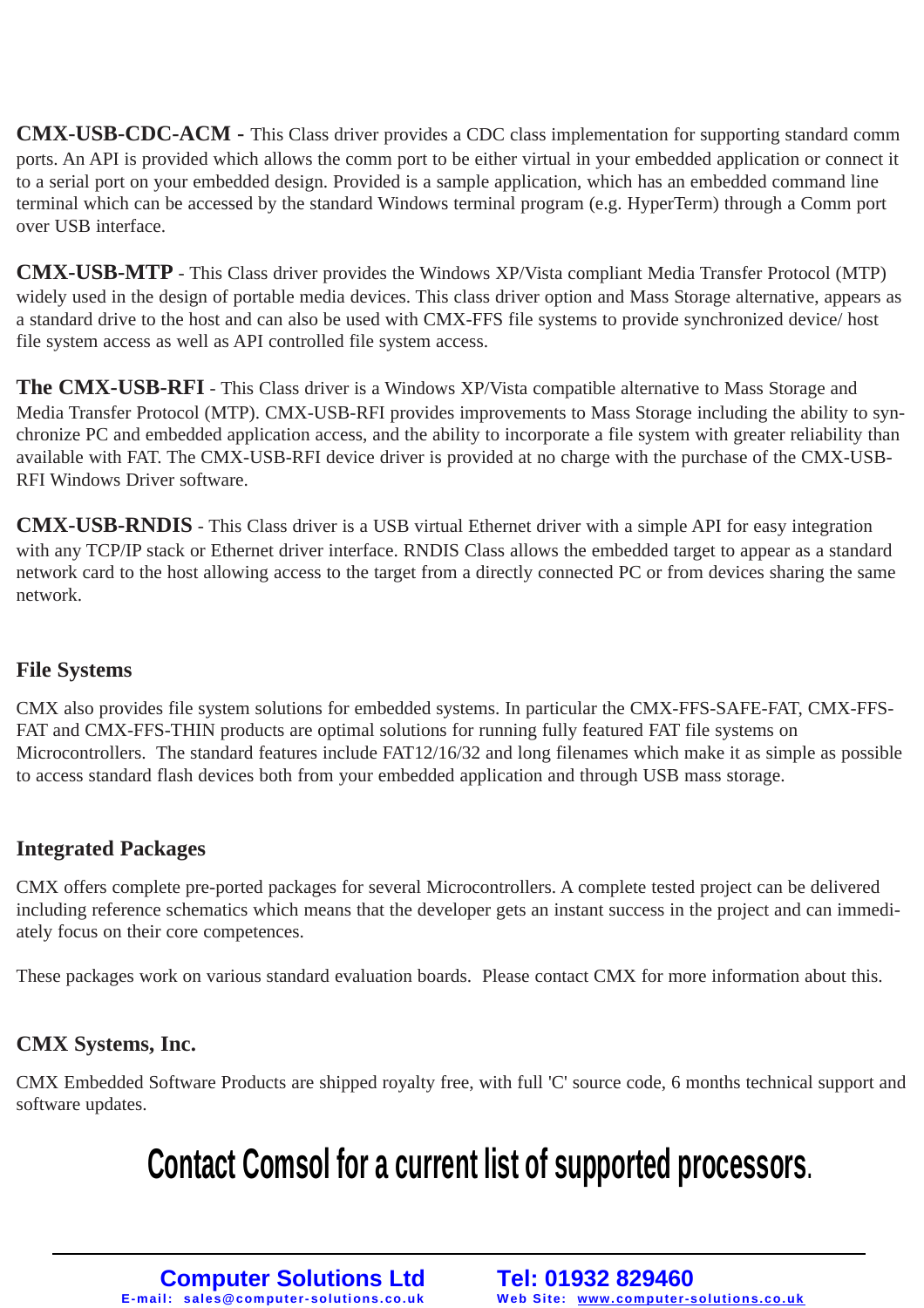**CMX-USB-CDC-ACM -** This Class driver provides a CDC class implementation for supporting standard comm ports. An API is provided which allows the comm port to be either virtual in your embedded application or connect it to a serial port on your embedded design. Provided is a sample application, which has an embedded command line terminal which can be accessed by the standard Windows terminal program (e.g. HyperTerm) through a Comm port over USB interface.

**CMX-USB-MTP** - This Class driver provides the Windows XP/Vista compliant Media Transfer Protocol (MTP) widely used in the design of portable media devices. This class driver option and Mass Storage alternative, appears as a standard drive to the host and can also be used with CMX-FFS file systems to provide synchronized device/ host file system access as well as API controlled file system access.

**The CMX-USB-RFI** - This Class driver is a Windows XP/Vista compatible alternative to Mass Storage and Media Transfer Protocol (MTP). CMX-USB-RFI provides improvements to Mass Storage including the ability to synchronize PC and embedded application access, and the ability to incorporate a file system with greater reliability than available with FAT. The CMX-USB-RFI device driver is provided at no charge with the purchase of the CMX-USB-RFI Windows Driver software.

**CMX-USB-RNDIS** - This Class driver is a USB virtual Ethernet driver with a simple API for easy integration with any TCP/IP stack or Ethernet driver interface. RNDIS Class allows the embedded target to appear as a standard network card to the host allowing access to the target from a directly connected PC or from devices sharing the same network.

## File Systems

CMX also provides file system solutions for embedded systems. In particular the CMX-FFS-SAFE-FAT, CMX-FFS-FAT and CMX-FFS-THIN products are optimal solutions for running fully featured FAT file systems on Microcontrollers. The standard features include FAT12/16/32 and long filenames which make it as simple as possible to access standard flash devices both from your embedded application and through USB mass storage.

## Integrated Packages

CMX offers complete pre-ported packages for several Microcontrollers. A complete tested project can be delivered including reference schematics which means that the developer gets an instant success in the project and can immediately focus on their core competences.

These packages work on various standard evaluation boards. Please contact CMX for more information about this.

## CMX Systems, Inc.

CMX Embedded Software Products are shipped royalty free, with full 'C' source code, 6 months technical support and software updates.

**Contact Comsol for a current list of supported processors.**

**Computer Solutions Ltd** — **Tel: 01932 829460**

E-mail: sales@computer-solutions.co.uk — Web Site: www.computer-solutions.co.uk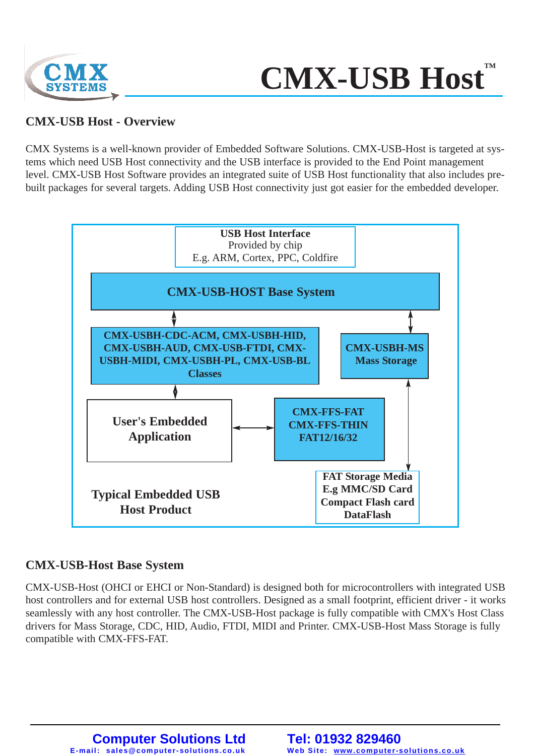# CMX-USB Host™

## CMX-USB Host - Overview

CMX Systems is a well-known provider of Embedded Software Solutions. CMX-USB-Host is targeted at systems which need USB Host connectivity and the USB interface is provided to the End Point management level. CMX-USB Host Software provides an integrated suite of USB Host functionality that also includes pre-built packages for several targets. Adding USB Host connectivity just got easier for the embedded developer.

**USB Host Interface**
Provided by chip
E.g. ARM, Cortex, PPC, Coldfire

**CMX-USB-HOST Base System**

**CMX-USBH-CDC-ACM, CMX-USBH-HID, CMX-USBH-AUD, CMX-USB-FTDI, CMX-USBH-MIDI, CMX-USBH-PL, CMX-USB-BL Classes**

**CMX-USBH-MS Mass Storage**

**User's Embedded Application**

**CMX-FFS-FAT CMX-FFS-THIN FAT12/16/32**

**FAT Storage Media E.g MMC/SD Card Compact Flash card DataFlash**

**Typical Embedded USB Host Product**

## CMX-USB-Host Base System

CMX-USB-Host (OHCI or EHCI or Non-Standard) is designed both for microcontrollers with integrated USB host controllers and for external USB host controllers. Designed as a small footprint, efficient driver - it works seamlessly with any host controller. The CMX-USB-Host package is fully compatible with CMX's Host Class drivers for Mass Storage, CDC, HID, Audio, FTDI, MIDI and Printer. CMX-USB-Host Mass Storage is fully compatible with CMX-FFS-FAT.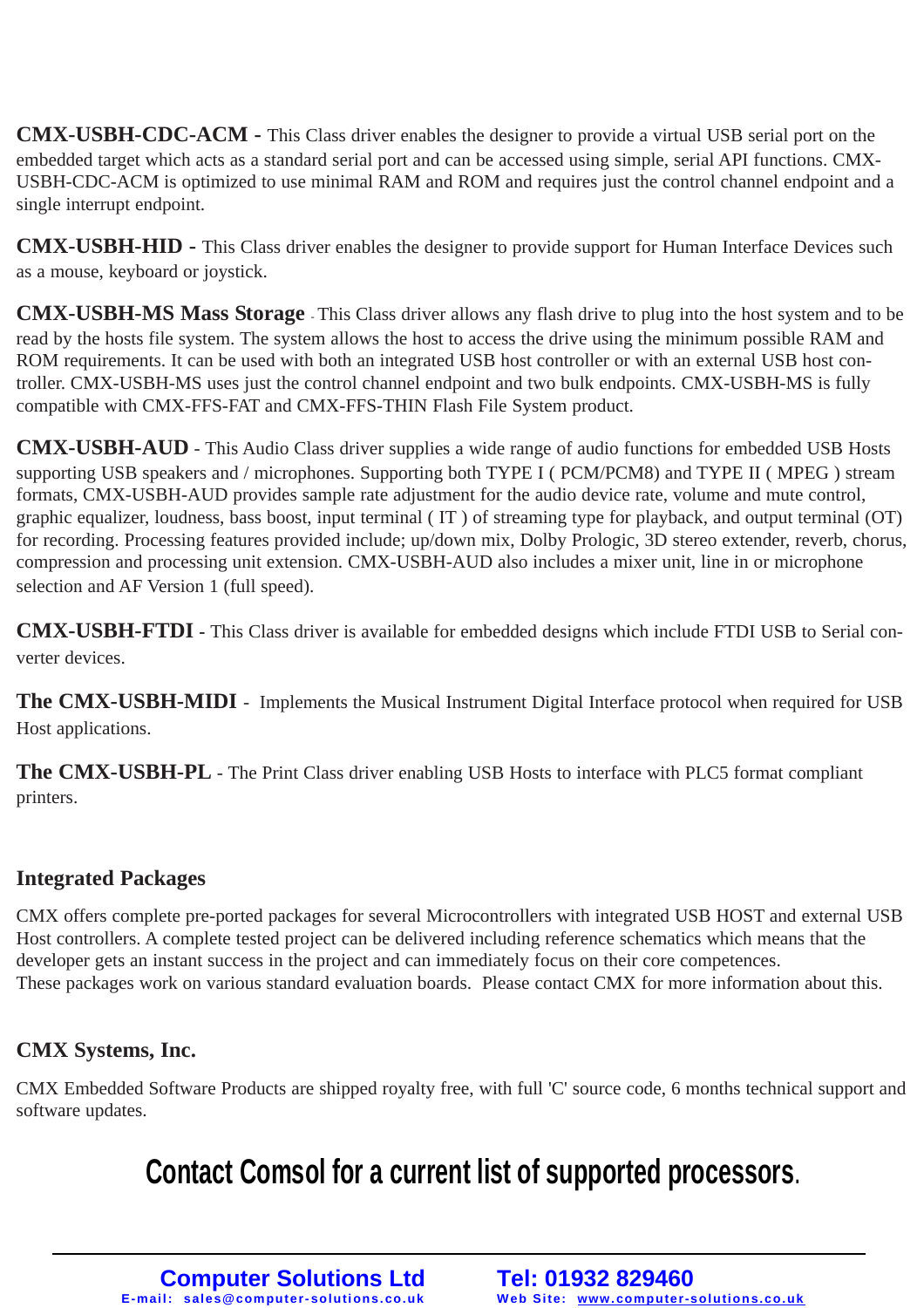**CMX-USBH-CDC-ACM -** This Class driver enables the designer to provide a virtual USB serial port on the embedded target which acts as a standard serial port and can be accessed using simple, serial API functions. CMX-USBH-CDC-ACM is optimized to use minimal RAM and ROM and requires just the control channel endpoint and a single interrupt endpoint.

**CMX-USBH-HID -** This Class driver enables the designer to provide support for Human Interface Devices such as a mouse, keyboard or joystick.

**CMX-USBH-MS Mass Storage** - This Class driver allows any flash drive to plug into the host system and to be read by the hosts file system. The system allows the host to access the drive using the minimum possible RAM and ROM requirements. It can be used with both an integrated USB host controller or with an external USB host controller. CMX-USBH-MS uses just the control channel endpoint and two bulk endpoints. CMX-USBH-MS is fully compatible with CMX-FFS-FAT and CMX-FFS-THIN Flash File System product.

**CMX-USBH-AUD** - This Audio Class driver supplies a wide range of audio functions for embedded USB Hosts supporting USB speakers and / microphones. Supporting both TYPE I ( PCM/PCM8) and TYPE II ( MPEG ) stream formats, CMX-USBH-AUD provides sample rate adjustment for the audio device rate, volume and mute control, graphic equalizer, loudness, bass boost, input terminal ( IT ) of streaming type for playback, and output terminal (OT) for recording. Processing features provided include; up/down mix, Dolby Prologic, 3D stereo extender, reverb, chorus, compression and processing unit extension. CMX-USBH-AUD also includes a mixer unit, line in or microphone selection and AF Version 1 (full speed).

**CMX-USBH-FTDI** - This Class driver is available for embedded designs which include FTDI USB to Serial converter devices.

**The CMX-USBH-MIDI** - Implements the Musical Instrument Digital Interface protocol when required for USB Host applications.

**The CMX-USBH-PL** - The Print Class driver enabling USB Hosts to interface with PLC5 format compliant printers.

## Integrated Packages

CMX offers complete pre-ported packages for several Microcontrollers with integrated USB HOST and external USB Host controllers. A complete tested project can be delivered including reference schematics which means that the developer gets an instant success in the project and can immediately focus on their core competences.
These packages work on various standard evaluation boards. Please contact CMX for more information about this.

## CMX Systems, Inc.

CMX Embedded Software Products are shipped royalty free, with full 'C' source code, 6 months technical support and software updates.

## Contact Comsol for a current list of supported processors.

**Computer Solutions Ltd**
E-mail: sales@computer-solutions.co.uk

**Tel: 01932 829460**
Web Site: www.computer-solutions.co.uk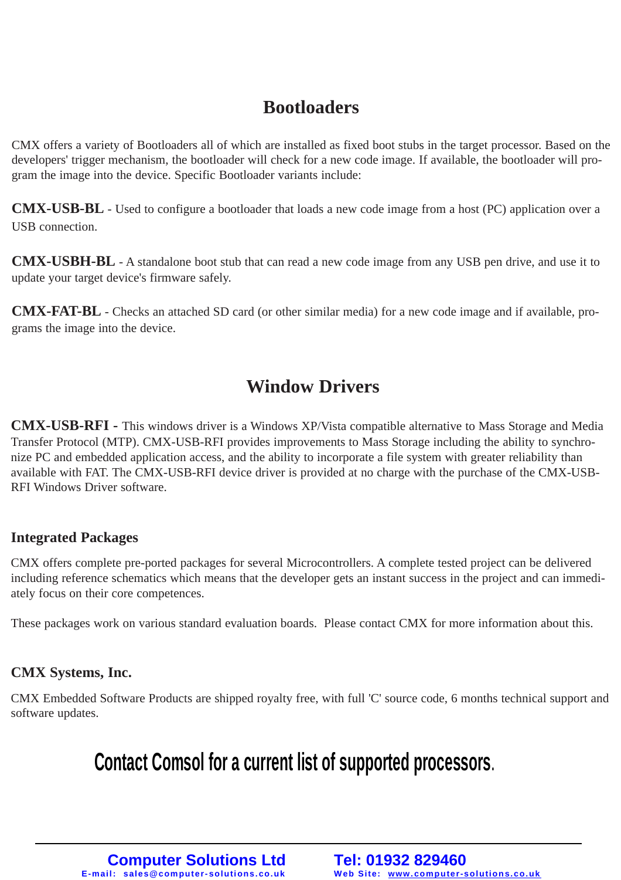# Bootloaders

CMX offers a variety of Bootloaders all of which are installed as fixed boot stubs in the target processor. Based on the developers' trigger mechanism, the bootloader will check for a new code image. If available, the bootloader will program the image into the device. Specific Bootloader variants include:

**CMX-USB-BL** - Used to configure a bootloader that loads a new code image from a host (PC) application over a USB connection.

**CMX-USBH-BL** - A standalone boot stub that can read a new code image from any USB pen drive, and use it to update your target device's firmware safely.

**CMX-FAT-BL** - Checks an attached SD card (or other similar media) for a new code image and if available, programs the image into the device.

# Window Drivers

**CMX-USB-RFI -** This windows driver is a Windows XP/Vista compatible alternative to Mass Storage and Media Transfer Protocol (MTP). CMX-USB-RFI provides improvements to Mass Storage including the ability to synchronize PC and embedded application access, and the ability to incorporate a file system with greater reliability than available with FAT. The CMX-USB-RFI device driver is provided at no charge with the purchase of the CMX-USB-RFI Windows Driver software.

### Integrated Packages

CMX offers complete pre-ported packages for several Microcontrollers. A complete tested project can be delivered including reference schematics which means that the developer gets an instant success in the project and can immediately focus on their core competences.

These packages work on various standard evaluation boards. Please contact CMX for more information about this.

### CMX Systems, Inc.

CMX Embedded Software Products are shipped royalty free, with full 'C' source code, 6 months technical support and software updates.

**Contact Comsol for a current list of supported processors.**

**Computer Solutions Ltd** **Tel: 01932 829460**
E-mail: sales@computer-solutions.co.uk Web Site: www.computer-solutions.co.uk